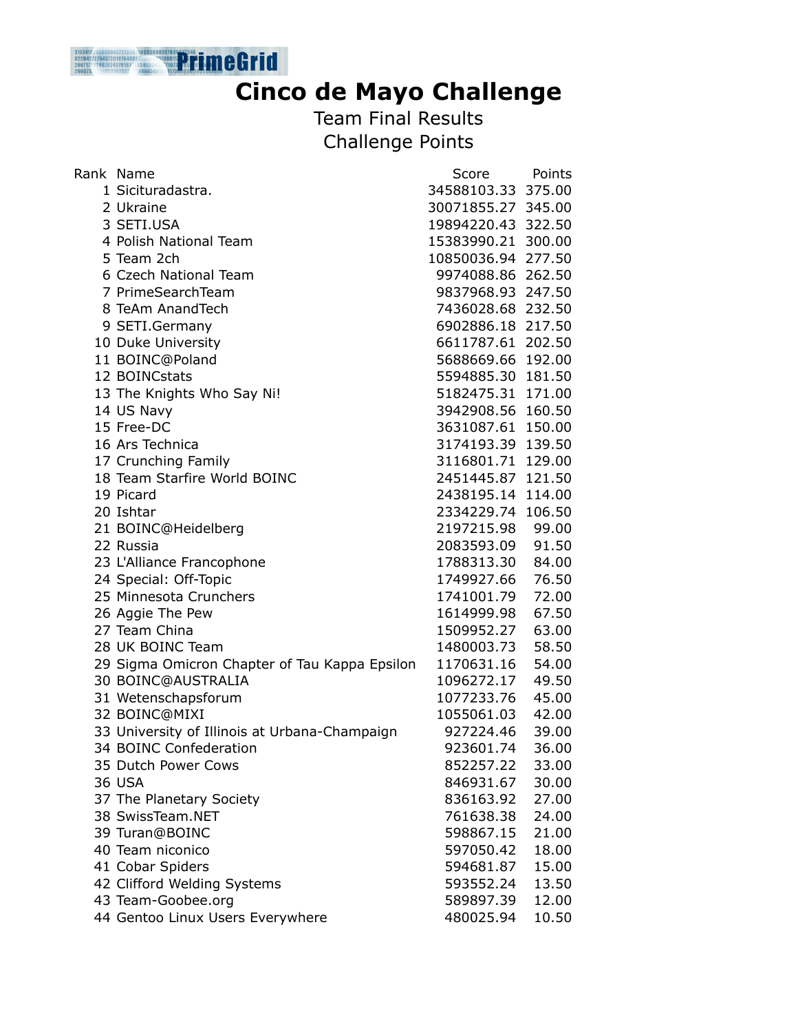# Cinco de Mayo Challenge

## Team Final Results

## Challenge Points

| Rank | Name | Score | Points |
|---|---|---|---|
| 1 | Sicituradastra. | 34588103.33 | 375.00 |
| 2 | Ukraine | 30071855.27 | 345.00 |
| 3 | SETI.USA | 19894220.43 | 322.50 |
| 4 | Polish National Team | 15383990.21 | 300.00 |
| 5 | Team 2ch | 10850036.94 | 277.50 |
| 6 | Czech National Team | 9974088.86 | 262.50 |
| 7 | PrimeSearchTeam | 9837968.93 | 247.50 |
| 8 | TeAm AnandTech | 7436028.68 | 232.50 |
| 9 | SETI.Germany | 6902886.18 | 217.50 |
| 10 | Duke University | 6611787.61 | 202.50 |
| 11 | BOINC@Poland | 5688669.66 | 192.00 |
| 12 | BOINCstats | 5594885.30 | 181.50 |
| 13 | The Knights Who Say Ni! | 5182475.31 | 171.00 |
| 14 | US Navy | 3942908.56 | 160.50 |
| 15 | Free-DC | 3631087.61 | 150.00 |
| 16 | Ars Technica | 3174193.39 | 139.50 |
| 17 | Crunching Family | 3116801.71 | 129.00 |
| 18 | Team Starfire World BOINC | 2451445.87 | 121.50 |
| 19 | Picard | 2438195.14 | 114.00 |
| 20 | Ishtar | 2334229.74 | 106.50 |
| 21 | BOINC@Heidelberg | 2197215.98 | 99.00 |
| 22 | Russia | 2083593.09 | 91.50 |
| 23 | L'Alliance Francophone | 1788313.30 | 84.00 |
| 24 | Special: Off-Topic | 1749927.66 | 76.50 |
| 25 | Minnesota Crunchers | 1741001.79 | 72.00 |
| 26 | Aggie The Pew | 1614999.98 | 67.50 |
| 27 | Team China | 1509952.27 | 63.00 |
| 28 | UK BOINC Team | 1480003.73 | 58.50 |
| 29 | Sigma Omicron Chapter of Tau Kappa Epsilon | 1170631.16 | 54.00 |
| 30 | BOINC@AUSTRALIA | 1096272.17 | 49.50 |
| 31 | Wetenschapsforum | 1077233.76 | 45.00 |
| 32 | BOINC@MIXI | 1055061.03 | 42.00 |
| 33 | University of Illinois at Urbana-Champaign | 927224.46 | 39.00 |
| 34 | BOINC Confederation | 923601.74 | 36.00 |
| 35 | Dutch Power Cows | 852257.22 | 33.00 |
| 36 | USA | 846931.67 | 30.00 |
| 37 | The Planetary Society | 836163.92 | 27.00 |
| 38 | SwissTeam.NET | 761638.38 | 24.00 |
| 39 | Turan@BOINC | 598867.15 | 21.00 |
| 40 | Team niconico | 597050.42 | 18.00 |
| 41 | Cobar Spiders | 594681.87 | 15.00 |
| 42 | Clifford Welding Systems | 593552.24 | 13.50 |
| 43 | Team-Goobee.org | 589897.39 | 12.00 |
| 44 | Gentoo Linux Users Everywhere | 480025.94 | 10.50 |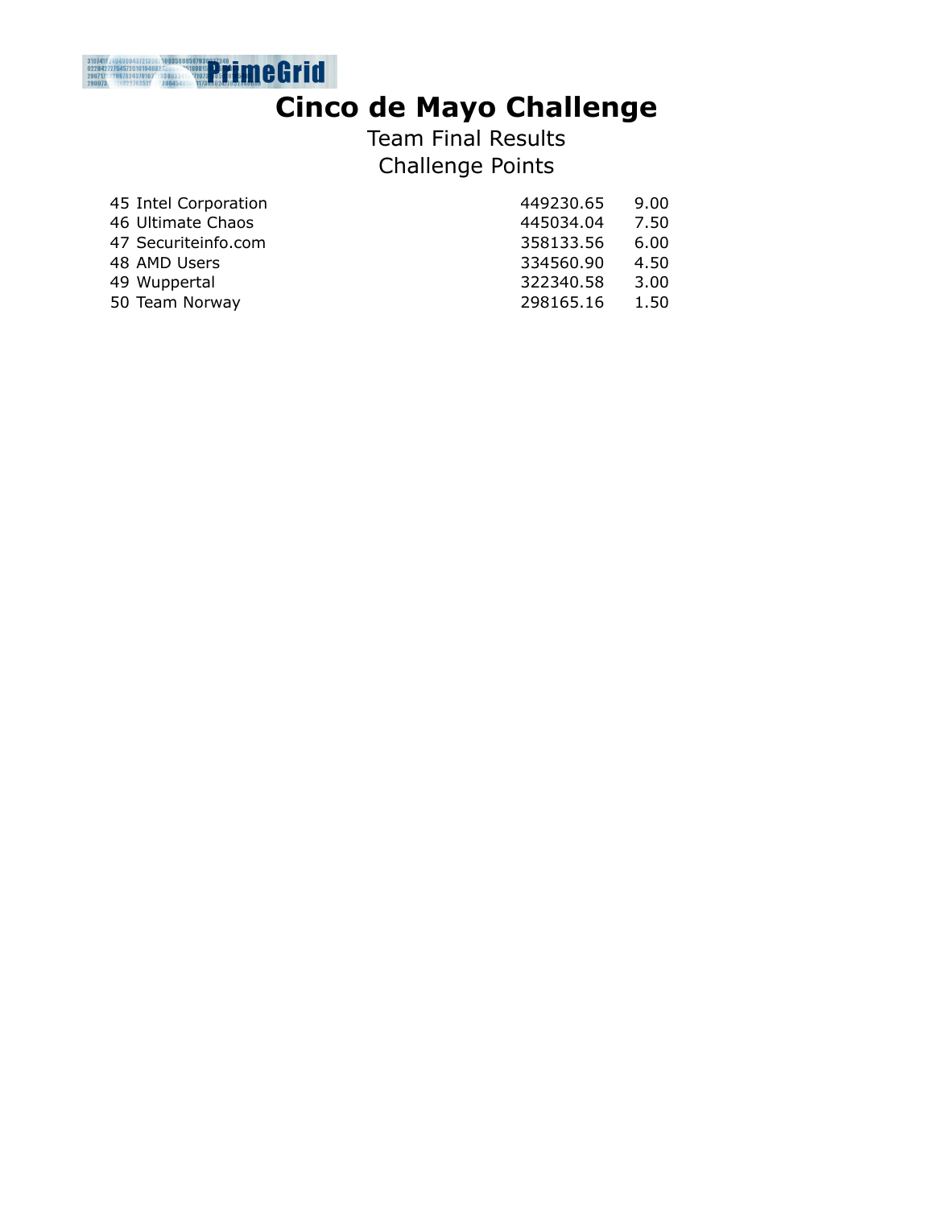# Cinco de Mayo Challenge

## Team Final Results

## Challenge Points

| | | | |
|---|---|---|---|
| 45 | Intel Corporation | 449230.65 | 9.00 |
| 46 | Ultimate Chaos | 445034.04 | 7.50 |
| 47 | Securiteinfo.com | 358133.56 | 6.00 |
| 48 | AMD Users | 334560.90 | 4.50 |
| 49 | Wuppertal | 322340.58 | 3.00 |
| 50 | Team Norway | 298165.16 | 1.50 |